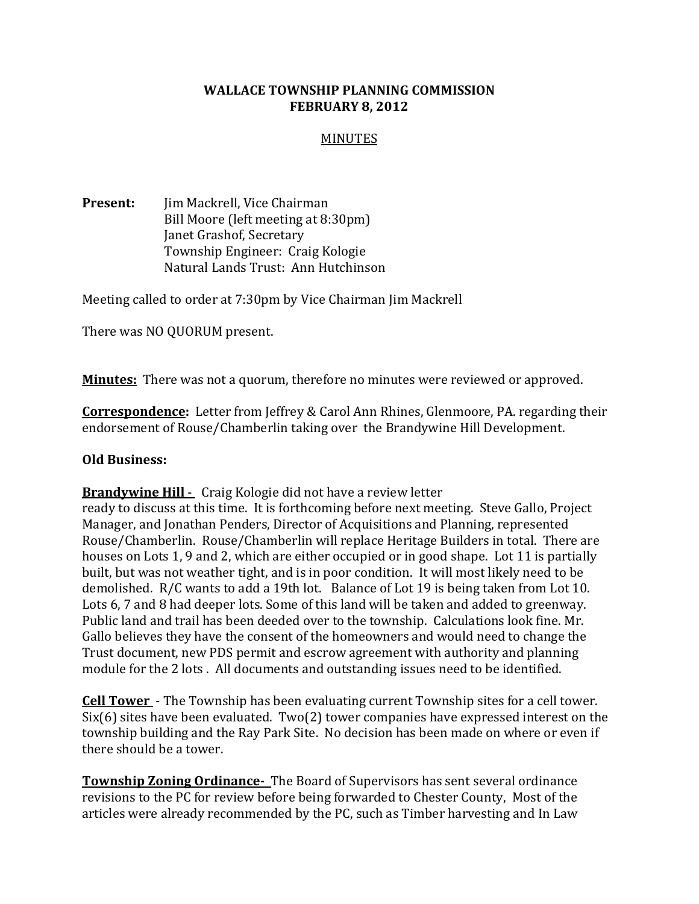# WALLACE TOWNSHIP PLANNING COMMISSION
## FEBRUARY 8, 2012

MINUTES

**Present:** Jim Mackrell, Vice Chairman
Bill Moore (left meeting at 8:30pm)
Janet Grashof, Secretary
Township Engineer: Craig Kologie
Natural Lands Trust: Ann Hutchinson

Meeting called to order at 7:30pm by Vice Chairman Jim Mackrell

There was NO QUORUM present.

**Minutes:** There was not a quorum, therefore no minutes were reviewed or approved.

**Correspondence:** Letter from Jeffrey & Carol Ann Rhines, Glenmoore, PA. regarding their endorsement of Rouse/Chamberlin taking over the Brandywine Hill Development.

**Old Business:**

**Brandywine Hill** - Craig Kologie did not have a review letter ready to discuss at this time. It is forthcoming before next meeting. Steve Gallo, Project Manager, and Jonathan Penders, Director of Acquisitions and Planning, represented Rouse/Chamberlin. Rouse/Chamberlin will replace Heritage Builders in total. There are houses on Lots 1, 9 and 2, which are either occupied or in good shape. Lot 11 is partially built, but was not weather tight, and is in poor condition. It will most likely need to be demolished. R/C wants to add a 19th lot. Balance of Lot 19 is being taken from Lot 10. Lots 6, 7 and 8 had deeper lots. Some of this land will be taken and added to greenway. Public land and trail has been deeded over to the township. Calculations look fine. Mr. Gallo believes they have the consent of the homeowners and would need to change the Trust document, new PDS permit and escrow agreement with authority and planning module for the 2 lots . All documents and outstanding issues need to be identified.

**Cell Tower** - The Township has been evaluating current Township sites for a cell tower. Six(6) sites have been evaluated. Two(2) tower companies have expressed interest on the township building and the Ray Park Site. No decision has been made on where or even if there should be a tower.

**Township Zoning Ordinance-** The Board of Supervisors has sent several ordinance revisions to the PC for review before being forwarded to Chester County, Most of the articles were already recommended by the PC, such as Timber harvesting and In Law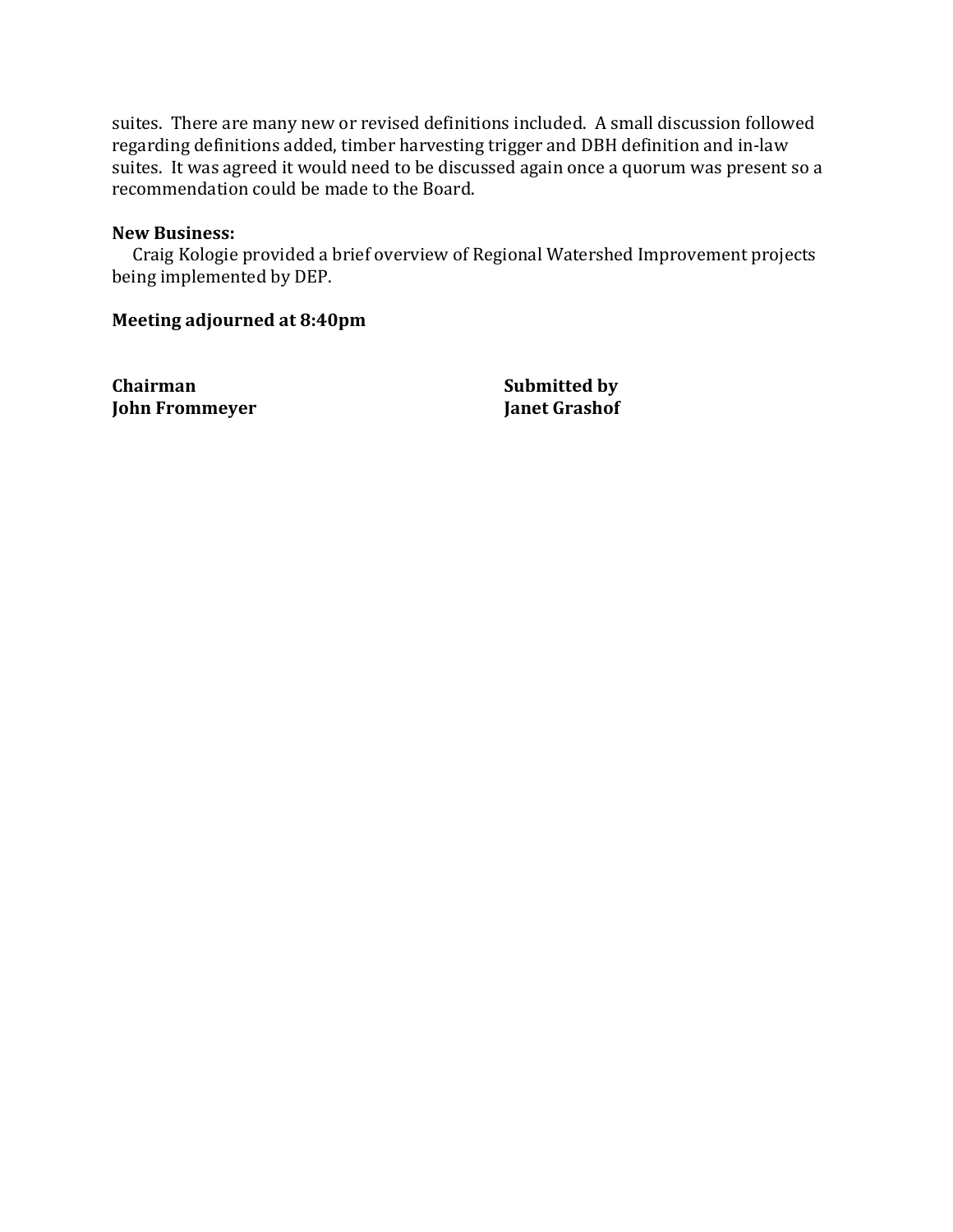suites. There are many new or revised definitions included. A small discussion followed regarding definitions added, timber harvesting trigger and DBH definition and in-law suites. It was agreed it would need to be discussed again once a quorum was present so a recommendation could be made to the Board.

**New Business:**

Craig Kologie provided a brief overview of Regional Watershed Improvement projects being implemented by DEP.

**Meeting adjourned at 8:40pm**

**Chairman**
**John Frommeyer**

**Submitted by**
**Janet Grashof**